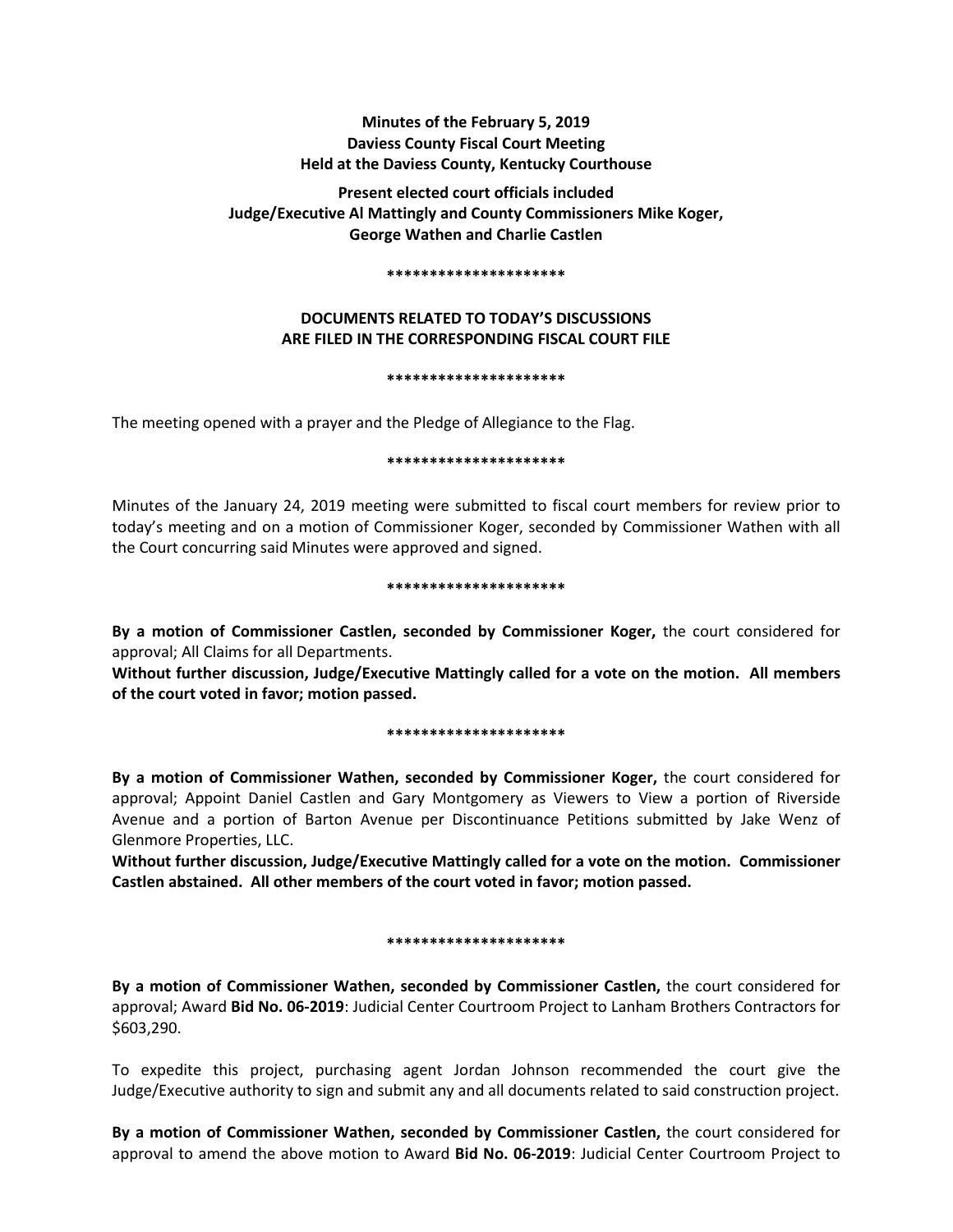**Minutes of the February 5, 2019**
**Daviess County Fiscal Court Meeting**
**Held at the Daviess County, Kentucky Courthouse**

**Present elected court officials included**
**Judge/Executive Al Mattingly and County Commissioners Mike Koger,**
**George Wathen and Charlie Castlen**

**\*\*\*\*\*\*\*\*\*\*\*\*\*\*\*\*\*\*\*\*\***

**DOCUMENTS RELATED TO TODAY'S DISCUSSIONS**
**ARE FILED IN THE CORRESPONDING FISCAL COURT FILE**

**\*\*\*\*\*\*\*\*\*\*\*\*\*\*\*\*\*\*\*\*\***

The meeting opened with a prayer and the Pledge of Allegiance to the Flag.

**\*\*\*\*\*\*\*\*\*\*\*\*\*\*\*\*\*\*\*\*\***

Minutes of the January 24, 2019 meeting were submitted to fiscal court members for review prior to today's meeting and on a motion of Commissioner Koger, seconded by Commissioner Wathen with all the Court concurring said Minutes were approved and signed.

**\*\*\*\*\*\*\*\*\*\*\*\*\*\*\*\*\*\*\*\*\***

**By a motion of Commissioner Castlen, seconded by Commissioner Koger,** the court considered for approval; All Claims for all Departments.

**Without further discussion, Judge/Executive Mattingly called for a vote on the motion. All members of the court voted in favor; motion passed.**

**\*\*\*\*\*\*\*\*\*\*\*\*\*\*\*\*\*\*\*\*\***

**By a motion of Commissioner Wathen, seconded by Commissioner Koger,** the court considered for approval; Appoint Daniel Castlen and Gary Montgomery as Viewers to View a portion of Riverside Avenue and a portion of Barton Avenue per Discontinuance Petitions submitted by Jake Wenz of Glenmore Properties, LLC.

**Without further discussion, Judge/Executive Mattingly called for a vote on the motion. Commissioner Castlen abstained. All other members of the court voted in favor; motion passed.**

**\*\*\*\*\*\*\*\*\*\*\*\*\*\*\*\*\*\*\*\*\***

**By a motion of Commissioner Wathen, seconded by Commissioner Castlen,** the court considered for approval; Award **Bid No. 06-2019**: Judicial Center Courtroom Project to Lanham Brothers Contractors for $603,290.

To expedite this project, purchasing agent Jordan Johnson recommended the court give the Judge/Executive authority to sign and submit any and all documents related to said construction project.

**By a motion of Commissioner Wathen, seconded by Commissioner Castlen,** the court considered for approval to amend the above motion to Award **Bid No. 06-2019**: Judicial Center Courtroom Project to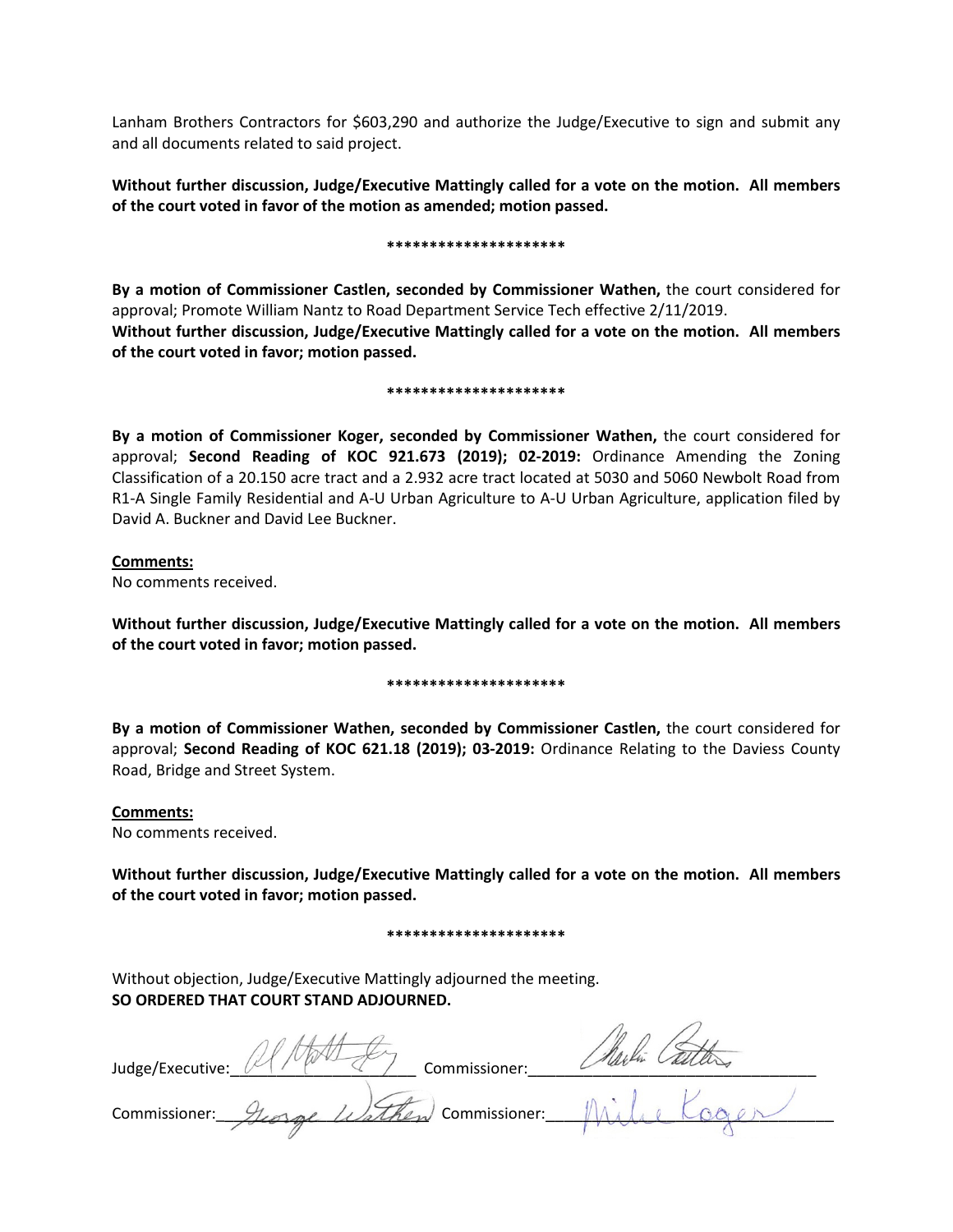Lanham Brothers Contractors for $603,290 and authorize the Judge/Executive to sign and submit any and all documents related to said project.

**Without further discussion, Judge/Executive Mattingly called for a vote on the motion. All members of the court voted in favor of the motion as amended; motion passed.**

**\*\*\*\*\*\*\*\*\*\*\*\*\*\*\*\*\*\*\*\*\***

**By a motion of Commissioner Castlen, seconded by Commissioner Wathen,** the court considered for approval; Promote William Nantz to Road Department Service Tech effective 2/11/2019.

**Without further discussion, Judge/Executive Mattingly called for a vote on the motion. All members of the court voted in favor; motion passed.**

**\*\*\*\*\*\*\*\*\*\*\*\*\*\*\*\*\*\*\*\*\***

**By a motion of Commissioner Koger, seconded by Commissioner Wathen,** the court considered for approval; **Second Reading of KOC 921.673 (2019); 02-2019:** Ordinance Amending the Zoning Classification of a 20.150 acre tract and a 2.932 acre tract located at 5030 and 5060 Newbolt Road from R1-A Single Family Residential and A-U Urban Agriculture to A-U Urban Agriculture, application filed by David A. Buckner and David Lee Buckner.

**Comments:**

No comments received.

**Without further discussion, Judge/Executive Mattingly called for a vote on the motion. All members of the court voted in favor; motion passed.**

**\*\*\*\*\*\*\*\*\*\*\*\*\*\*\*\*\*\*\*\*\***

**By a motion of Commissioner Wathen, seconded by Commissioner Castlen,** the court considered for approval; **Second Reading of KOC 621.18 (2019); 03-2019:** Ordinance Relating to the Daviess County Road, Bridge and Street System.

**Comments:**

No comments received.

**Without further discussion, Judge/Executive Mattingly called for a vote on the motion. All members of the court voted in favor; motion passed.**

**\*\*\*\*\*\*\*\*\*\*\*\*\*\*\*\*\*\*\*\*\***

Without objection, Judge/Executive Mattingly adjourned the meeting.

**SO ORDERED THAT COURT STAND ADJOURNED.**

Judge/Executive: Al Mattingly Commissioner: Charlie Castlen

Commissioner: George Wathen Commissioner: Mike Koger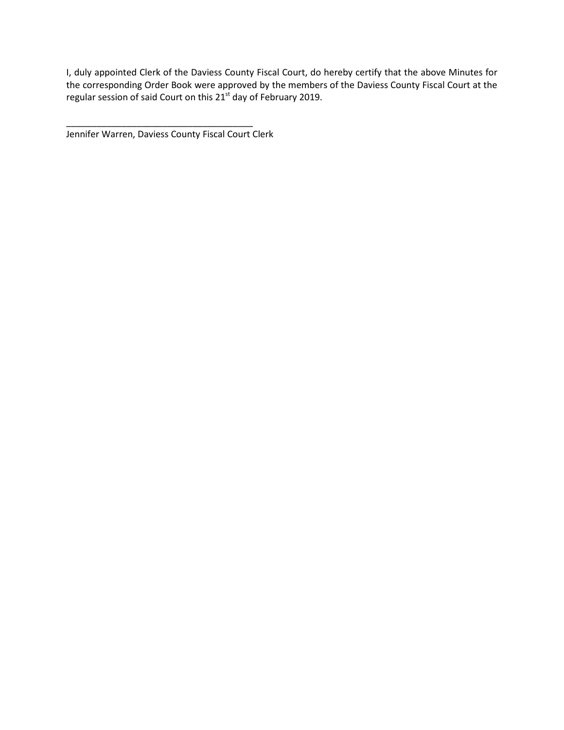I, duly appointed Clerk of the Daviess County Fiscal Court, do hereby certify that the above Minutes for the corresponding Order Book were approved by the members of the Daviess County Fiscal Court at the regular session of said Court on this 21st day of February 2019.

\_\_\_\_\_\_\_\_\_\_\_\_\_\_\_\_\_\_\_\_\_\_\_\_\_\_\_\_\_\_\_\_\_\_\_\_\_\_

Jennifer Warren, Daviess County Fiscal Court Clerk